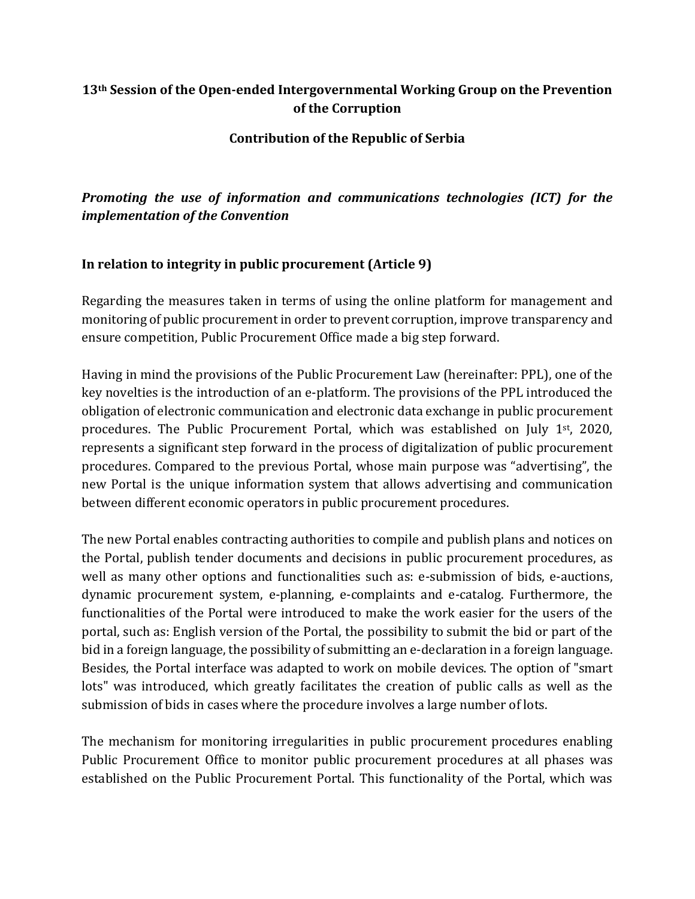**13th Session of the Open-ended Intergovernmental Working Group on the Prevention of the Corruption**

**Contribution of the Republic of Serbia**

***Promoting the use of information and communications technologies (ICT) for the implementation of the Convention***

**In relation to integrity in public procurement (Article 9)**

Regarding the measures taken in terms of using the online platform for management and monitoring of public procurement in order to prevent corruption, improve transparency and ensure competition, Public Procurement Office made a big step forward.

Having in mind the provisions of the Public Procurement Law (hereinafter: PPL), one of the key novelties is the introduction of an e-platform. The provisions of the PPL introduced the obligation of electronic communication and electronic data exchange in public procurement procedures. The Public Procurement Portal, which was established on July 1st, 2020, represents a significant step forward in the process of digitalization of public procurement procedures. Compared to the previous Portal, whose main purpose was "advertising", the new Portal is the unique information system that allows advertising and communication between different economic operators in public procurement procedures.

The new Portal enables contracting authorities to compile and publish plans and notices on the Portal, publish tender documents and decisions in public procurement procedures, as well as many other options and functionalities such as: e-submission of bids, e-auctions, dynamic procurement system, e-planning, e-complaints and e-catalog. Furthermore, the functionalities of the Portal were introduced to make the work easier for the users of the portal, such as: English version of the Portal, the possibility to submit the bid or part of the bid in a foreign language, the possibility of submitting an e-declaration in a foreign language. Besides, the Portal interface was adapted to work on mobile devices. The option of "smart lots" was introduced, which greatly facilitates the creation of public calls as well as the submission of bids in cases where the procedure involves a large number of lots.

The mechanism for monitoring irregularities in public procurement procedures enabling Public Procurement Office to monitor public procurement procedures at all phases was established on the Public Procurement Portal. This functionality of the Portal, which was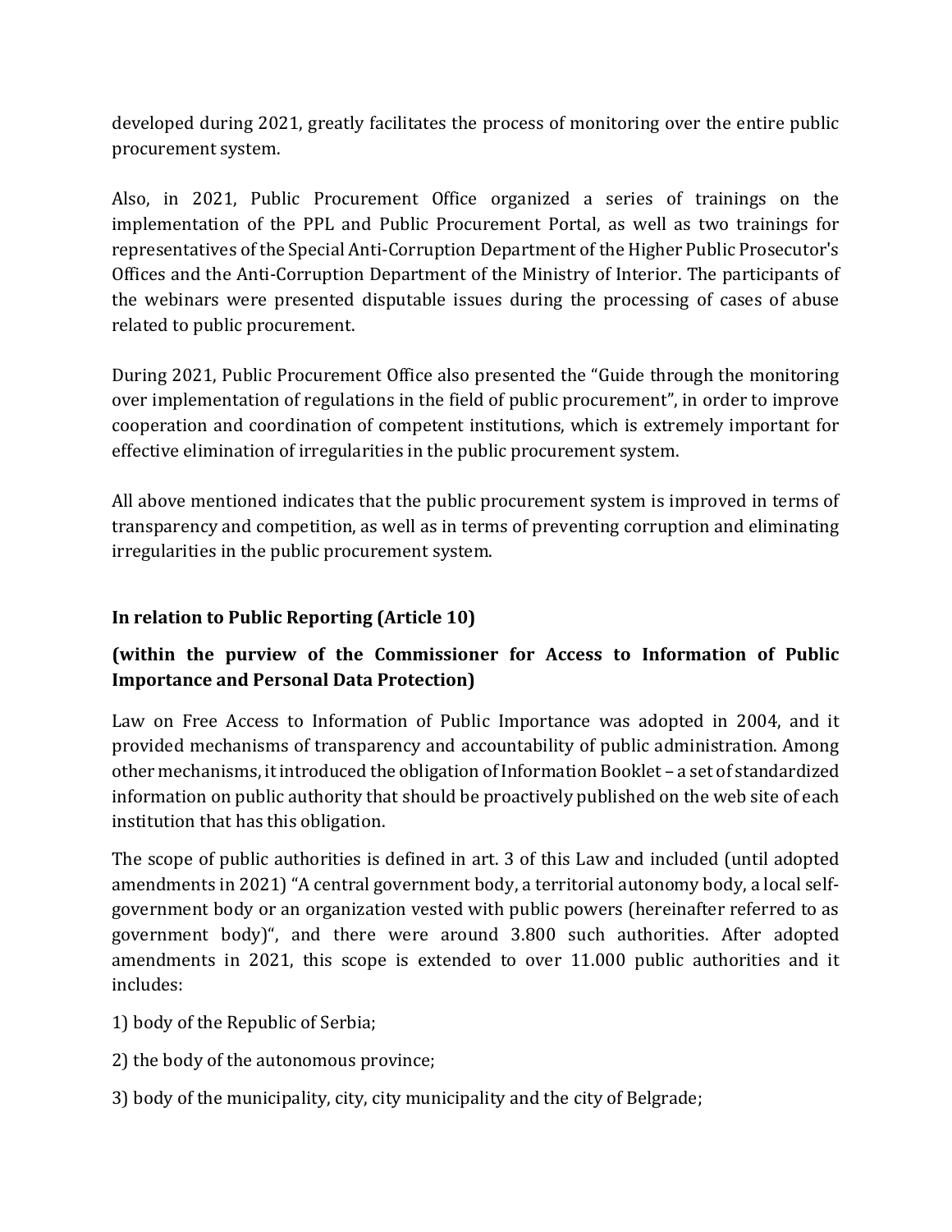developed during 2021, greatly facilitates the process of monitoring over the entire public procurement system.

Also, in 2021, Public Procurement Office organized a series of trainings on the implementation of the PPL and Public Procurement Portal, as well as two trainings for representatives of the Special Anti-Corruption Department of the Higher Public Prosecutor's Offices and the Anti-Corruption Department of the Ministry of Interior. The participants of the webinars were presented disputable issues during the processing of cases of abuse related to public procurement.

During 2021, Public Procurement Office also presented the "Guide through the monitoring over implementation of regulations in the field of public procurement", in order to improve cooperation and coordination of competent institutions, which is extremely important for effective elimination of irregularities in the public procurement system.

All above mentioned indicates that the public procurement system is improved in terms of transparency and competition, as well as in terms of preventing corruption and eliminating irregularities in the public procurement system.

**In relation to Public Reporting (Article 10)**

**(within the purview of the Commissioner for Access to Information of Public Importance and Personal Data Protection)**

Law on Free Access to Information of Public Importance was adopted in 2004, and it provided mechanisms of transparency and accountability of public administration. Among other mechanisms, it introduced the obligation of Information Booklet – a set of standardized information on public authority that should be proactively published on the web site of each institution that has this obligation.

The scope of public authorities is defined in art. 3 of this Law and included (until adopted amendments in 2021) "A central government body, a territorial autonomy body, a local self-government body or an organization vested with public powers (hereinafter referred to as government body)", and there were around 3.800 such authorities. After adopted amendments in 2021, this scope is extended to over 11.000 public authorities and it includes:

1) body of the Republic of Serbia;

2) the body of the autonomous province;

3) body of the municipality, city, city municipality and the city of Belgrade;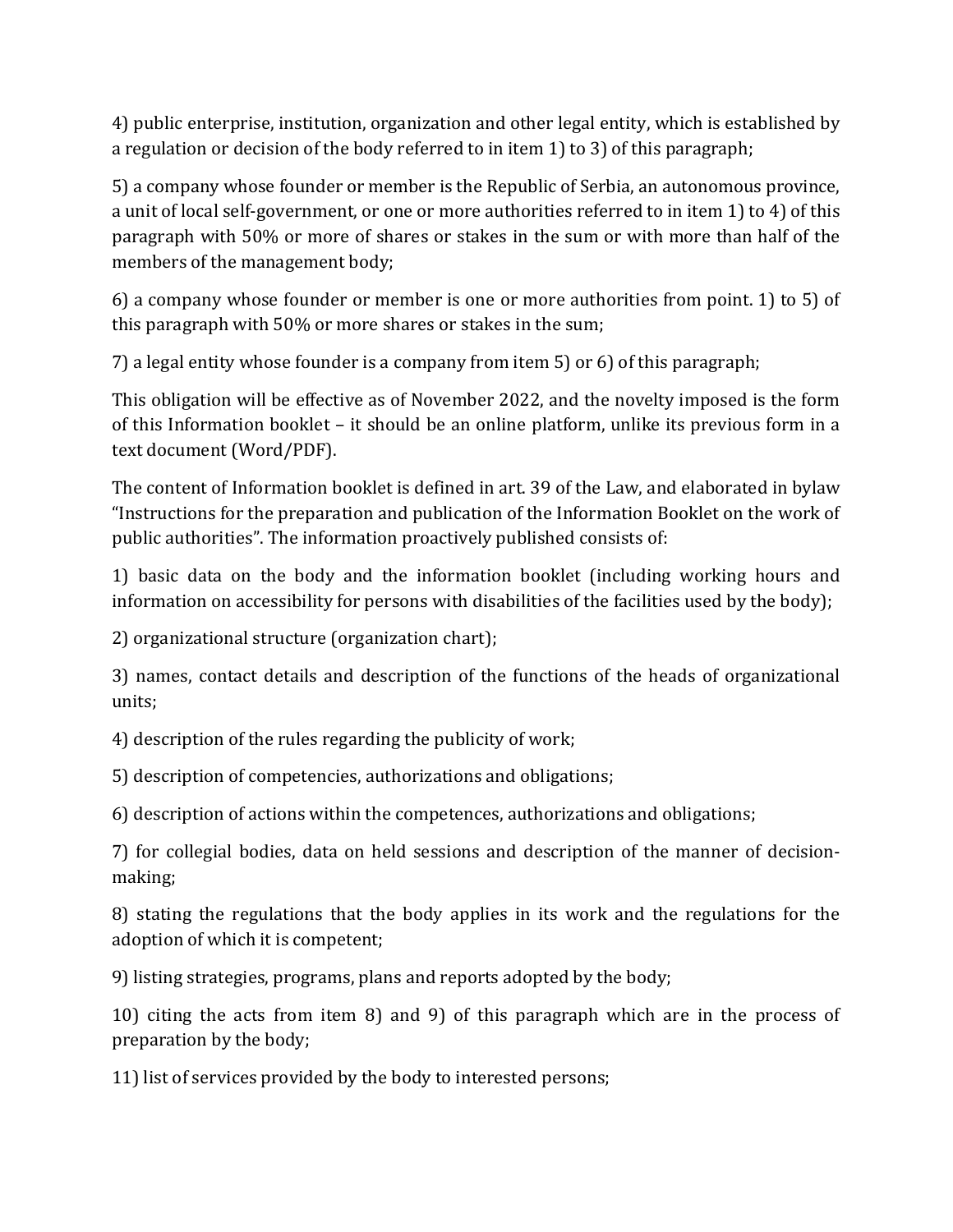4) public enterprise, institution, organization and other legal entity, which is established by a regulation or decision of the body referred to in item 1) to 3) of this paragraph;

5) a company whose founder or member is the Republic of Serbia, an autonomous province, a unit of local self-government, or one or more authorities referred to in item 1) to 4) of this paragraph with 50% or more of shares or stakes in the sum or with more than half of the members of the management body;

6) a company whose founder or member is one or more authorities from point. 1) to 5) of this paragraph with 50% or more shares or stakes in the sum;

7) a legal entity whose founder is a company from item 5) or 6) of this paragraph;

This obligation will be effective as of November 2022, and the novelty imposed is the form of this Information booklet – it should be an online platform, unlike its previous form in a text document (Word/PDF).

The content of Information booklet is defined in art. 39 of the Law, and elaborated in bylaw "Instructions for the preparation and publication of the Information Booklet on the work of public authorities". The information proactively published consists of:

1) basic data on the body and the information booklet (including working hours and information on accessibility for persons with disabilities of the facilities used by the body);

2) organizational structure (organization chart);

3) names, contact details and description of the functions of the heads of organizational units;

4) description of the rules regarding the publicity of work;

5) description of competencies, authorizations and obligations;

6) description of actions within the competences, authorizations and obligations;

7) for collegial bodies, data on held sessions and description of the manner of decision-making;

8) stating the regulations that the body applies in its work and the regulations for the adoption of which it is competent;

9) listing strategies, programs, plans and reports adopted by the body;

10) citing the acts from item 8) and 9) of this paragraph which are in the process of preparation by the body;

11) list of services provided by the body to interested persons;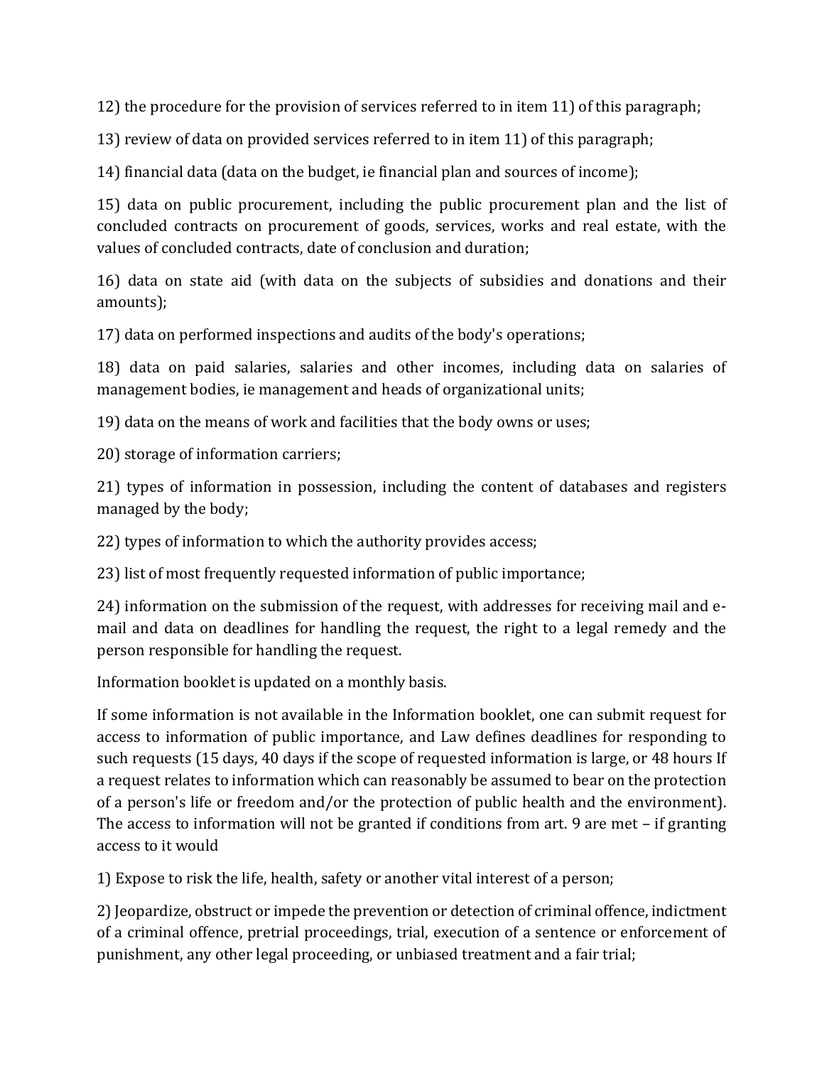12) the procedure for the provision of services referred to in item 11) of this paragraph;

13) review of data on provided services referred to in item 11) of this paragraph;

14) financial data (data on the budget, ie financial plan and sources of income);

15) data on public procurement, including the public procurement plan and the list of concluded contracts on procurement of goods, services, works and real estate, with the values of concluded contracts, date of conclusion and duration;

16) data on state aid (with data on the subjects of subsidies and donations and their amounts);

17) data on performed inspections and audits of the body's operations;

18) data on paid salaries, salaries and other incomes, including data on salaries of management bodies, ie management and heads of organizational units;

19) data on the means of work and facilities that the body owns or uses;

20) storage of information carriers;

21) types of information in possession, including the content of databases and registers managed by the body;

22) types of information to which the authority provides access;

23) list of most frequently requested information of public importance;

24) information on the submission of the request, with addresses for receiving mail and e-mail and data on deadlines for handling the request, the right to a legal remedy and the person responsible for handling the request.

Information booklet is updated on a monthly basis.

If some information is not available in the Information booklet, one can submit request for access to information of public importance, and Law defines deadlines for responding to such requests (15 days, 40 days if the scope of requested information is large, or 48 hours If a request relates to information which can reasonably be assumed to bear on the protection of a person's life or freedom and/or the protection of public health and the environment). The access to information will not be granted if conditions from art. 9 are met – if granting access to it would

1) Expose to risk the life, health, safety or another vital interest of a person;

2) Jeopardize, obstruct or impede the prevention or detection of criminal offence, indictment of a criminal offence, pretrial proceedings, trial, execution of a sentence or enforcement of punishment, any other legal proceeding, or unbiased treatment and a fair trial;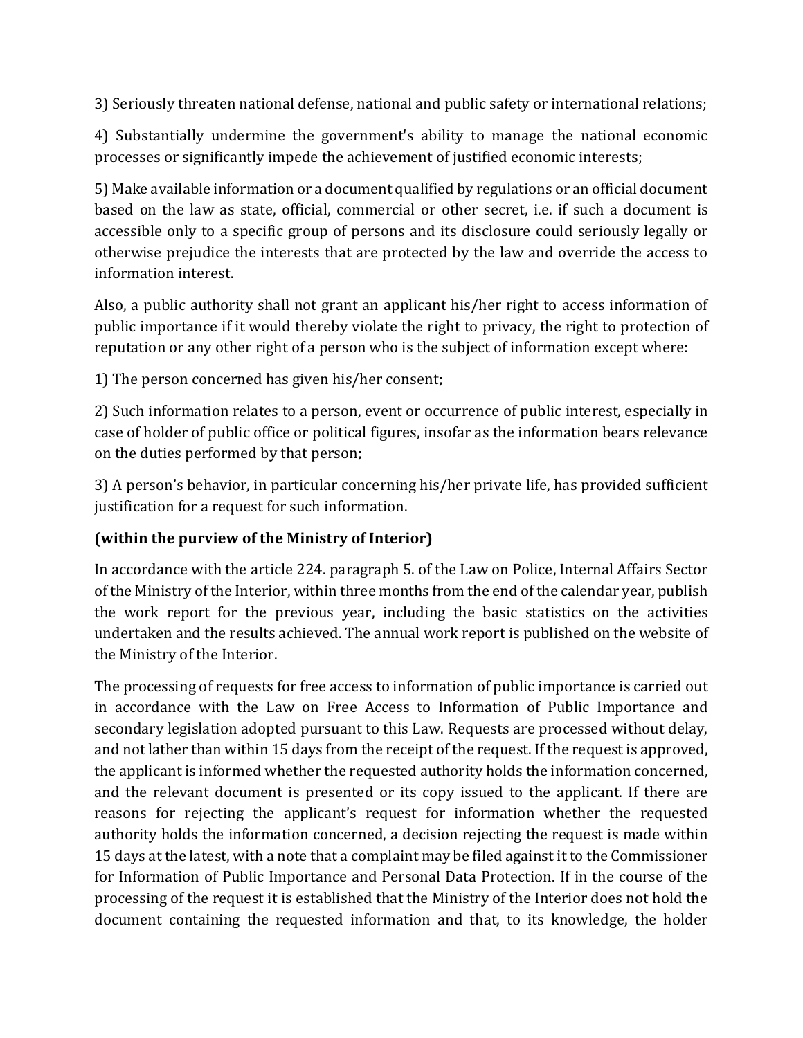3) Seriously threaten national defense, national and public safety or international relations;

4) Substantially undermine the government's ability to manage the national economic processes or significantly impede the achievement of justified economic interests;

5) Make available information or a document qualified by regulations or an official document based on the law as state, official, commercial or other secret, i.e. if such a document is accessible only to a specific group of persons and its disclosure could seriously legally or otherwise prejudice the interests that are protected by the law and override the access to information interest.

Also, a public authority shall not grant an applicant his/her right to access information of public importance if it would thereby violate the right to privacy, the right to protection of reputation or any other right of a person who is the subject of information except where:

1) The person concerned has given his/her consent;

2) Such information relates to a person, event or occurrence of public interest, especially in case of holder of public office or political figures, insofar as the information bears relevance on the duties performed by that person;

3) A person's behavior, in particular concerning his/her private life, has provided sufficient justification for a request for such information.

**(within the purview of the Ministry of Interior)**

In accordance with the article 224. paragraph 5. of the Law on Police, Internal Affairs Sector of the Ministry of the Interior, within three months from the end of the calendar year, publish the work report for the previous year, including the basic statistics on the activities undertaken and the results achieved. The annual work report is published on the website of the Ministry of the Interior.

The processing of requests for free access to information of public importance is carried out in accordance with the Law on Free Access to Information of Public Importance and secondary legislation adopted pursuant to this Law. Requests are processed without delay, and not lather than within 15 days from the receipt of the request. If the request is approved, the applicant is informed whether the requested authority holds the information concerned, and the relevant document is presented or its copy issued to the applicant. If there are reasons for rejecting the applicant's request for information whether the requested authority holds the information concerned, a decision rejecting the request is made within 15 days at the latest, with a note that a complaint may be filed against it to the Commissioner for Information of Public Importance and Personal Data Protection. If in the course of the processing of the request it is established that the Ministry of the Interior does not hold the document containing the requested information and that, to its knowledge, the holder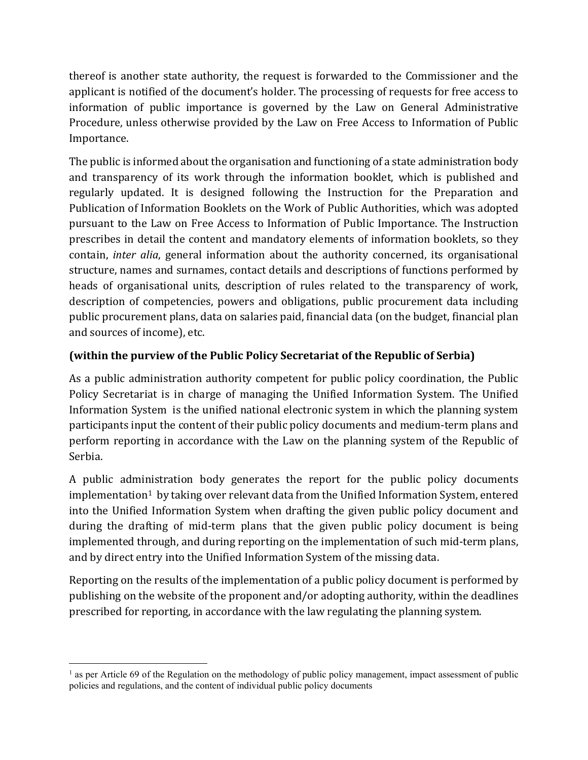thereof is another state authority, the request is forwarded to the Commissioner and the applicant is notified of the document's holder. The processing of requests for free access to information of public importance is governed by the Law on General Administrative Procedure, unless otherwise provided by the Law on Free Access to Information of Public Importance.

The public is informed about the organisation and functioning of a state administration body and transparency of its work through the information booklet, which is published and regularly updated. It is designed following the Instruction for the Preparation and Publication of Information Booklets on the Work of Public Authorities, which was adopted pursuant to the Law on Free Access to Information of Public Importance. The Instruction prescribes in detail the content and mandatory elements of information booklets, so they contain, *inter alia*, general information about the authority concerned, its organisational structure, names and surnames, contact details and descriptions of functions performed by heads of organisational units, description of rules related to the transparency of work, description of competencies, powers and obligations, public procurement data including public procurement plans, data on salaries paid, financial data (on the budget, financial plan and sources of income), etc.

**(within the purview of the Public Policy Secretariat of the Republic of Serbia)**

As a public administration authority competent for public policy coordination, the Public Policy Secretariat is in charge of managing the Unified Information System. The Unified Information System is the unified national electronic system in which the planning system participants input the content of their public policy documents and medium-term plans and perform reporting in accordance with the Law on the planning system of the Republic of Serbia.

A public administration body generates the report for the public policy documents implementation[1] by taking over relevant data from the Unified Information System, entered into the Unified Information System when drafting the given public policy document and during the drafting of mid-term plans that the given public policy document is being implemented through, and during reporting on the implementation of such mid-term plans, and by direct entry into the Unified Information System of the missing data.

Reporting on the results of the implementation of a public policy document is performed by publishing on the website of the proponent and/or adopting authority, within the deadlines prescribed for reporting, in accordance with the law regulating the planning system.

[1] as per Article 69 of the Regulation on the methodology of public policy management, impact assessment of public policies and regulations, and the content of individual public policy documents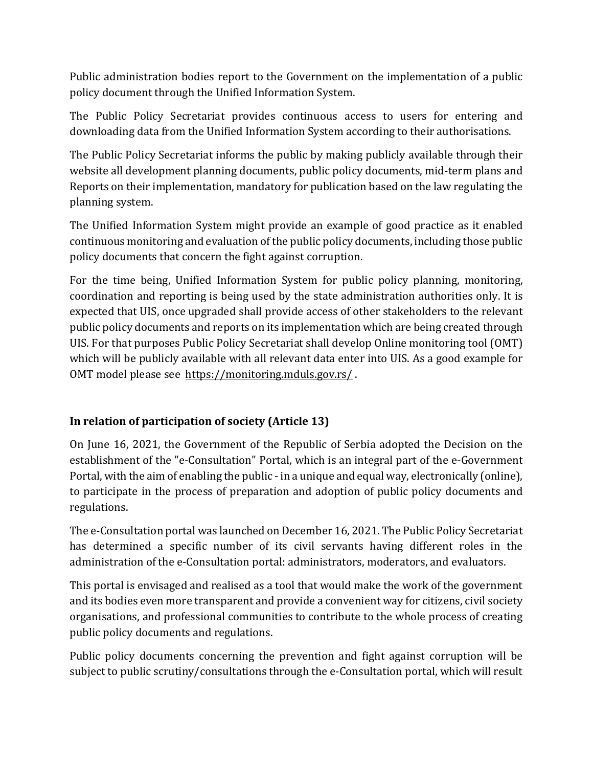Public administration bodies report to the Government on the implementation of a public policy document through the Unified Information System.

The Public Policy Secretariat provides continuous access to users for entering and downloading data from the Unified Information System according to their authorisations.

The Public Policy Secretariat informs the public by making publicly available through their website all development planning documents, public policy documents, mid-term plans and Reports on their implementation, mandatory for publication based on the law regulating the planning system.

The Unified Information System might provide an example of good practice as it enabled continuous monitoring and evaluation of the public policy documents, including those public policy documents that concern the fight against corruption.

For the time being, Unified Information System for public policy planning, monitoring, coordination and reporting is being used by the state administration authorities only. It is expected that UIS, once upgraded shall provide access of other stakeholders to the relevant public policy documents and reports on its implementation which are being created through UIS. For that purposes Public Policy Secretariat shall develop Online monitoring tool (OMT) which will be publicly available with all relevant data enter into UIS. As a good example for OMT model please see https://monitoring.mduls.gov.rs/ .

### In relation of participation of society (Article 13)

On June 16, 2021, the Government of the Republic of Serbia adopted the Decision on the establishment of the "e-Consultation" Portal, which is an integral part of the e-Government Portal, with the aim of enabling the public - in a unique and equal way, electronically (online), to participate in the process of preparation and adoption of public policy documents and regulations.

The e-Consultation portal was launched on December 16, 2021. The Public Policy Secretariat has determined a specific number of its civil servants having different roles in the administration of the e-Consultation portal: administrators, moderators, and evaluators.

This portal is envisaged and realised as a tool that would make the work of the government and its bodies even more transparent and provide a convenient way for citizens, civil society organisations, and professional communities to contribute to the whole process of creating public policy documents and regulations.

Public policy documents concerning the prevention and fight against corruption will be subject to public scrutiny/consultations through the e-Consultation portal, which will result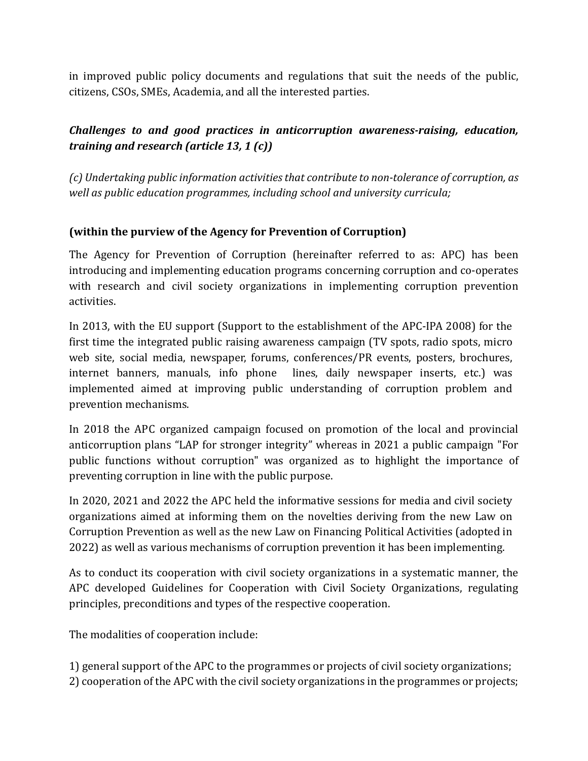in improved public policy documents and regulations that suit the needs of the public, citizens, CSOs, SMEs, Academia, and all the interested parties.

***Challenges to and good practices in anticorruption awareness-raising, education, training and research (article 13, 1 (c))***

*(c) Undertaking public information activities that contribute to non-tolerance of corruption, as well as public education programmes, including school and university curricula;*

**(within the purview of the Agency for Prevention of Corruption)**

The Agency for Prevention of Corruption (hereinafter referred to as: APC) has been introducing and implementing education programs concerning corruption and co-operates with research and civil society organizations in implementing corruption prevention activities.

In 2013, with the EU support (Support to the establishment of the APC-IPA 2008) for the first time the integrated public raising awareness campaign (TV spots, radio spots, micro web site, social media, newspaper, forums, conferences/PR events, posters, brochures, internet banners, manuals, info phone lines, daily newspaper inserts, etc.) was implemented aimed at improving public understanding of corruption problem and prevention mechanisms.

In 2018 the APC organized campaign focused on promotion of the local and provincial anticorruption plans “LAP for stronger integrity” whereas in 2021 a public campaign "For public functions without corruption" was organized as to highlight the importance of preventing corruption in line with the public purpose.

In 2020, 2021 and 2022 the APC held the informative sessions for media and civil society organizations aimed at informing them on the novelties deriving from the new Law on Corruption Prevention as well as the new Law on Financing Political Activities (adopted in 2022) as well as various mechanisms of corruption prevention it has been implementing.

As to conduct its cooperation with civil society organizations in a systematic manner, the APC developed Guidelines for Cooperation with Civil Society Organizations, regulating principles, preconditions and types of the respective cooperation.

The modalities of cooperation include:

1) general support of the APC to the programmes or projects of civil society organizations;
2) cooperation of the APC with the civil society organizations in the programmes or projects;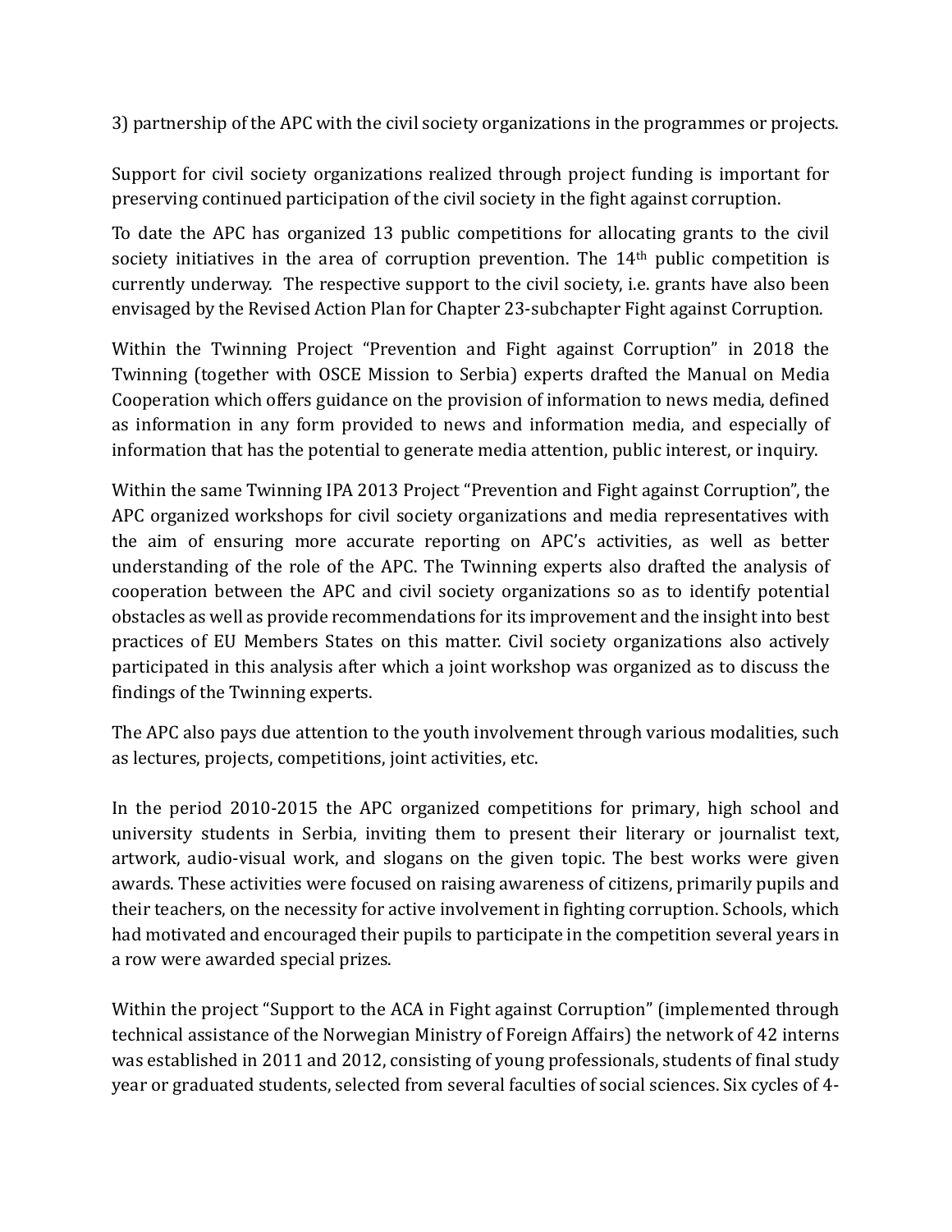3) partnership of the APC with the civil society organizations in the programmes or projects.

Support for civil society organizations realized through project funding is important for preserving continued participation of the civil society in the fight against corruption.

To date the APC has organized 13 public competitions for allocating grants to the civil society initiatives in the area of corruption prevention. The 14th public competition is currently underway. The respective support to the civil society, i.e. grants have also been envisaged by the Revised Action Plan for Chapter 23-subchapter Fight against Corruption.

Within the Twinning Project "Prevention and Fight against Corruption" in 2018 the Twinning (together with OSCE Mission to Serbia) experts drafted the Manual on Media Cooperation which offers guidance on the provision of information to news media, defined as information in any form provided to news and information media, and especially of information that has the potential to generate media attention, public interest, or inquiry.

Within the same Twinning IPA 2013 Project "Prevention and Fight against Corruption", the APC organized workshops for civil society organizations and media representatives with the aim of ensuring more accurate reporting on APC's activities, as well as better understanding of the role of the APC. The Twinning experts also drafted the analysis of cooperation between the APC and civil society organizations so as to identify potential obstacles as well as provide recommendations for its improvement and the insight into best practices of EU Members States on this matter. Civil society organizations also actively participated in this analysis after which a joint workshop was organized as to discuss the findings of the Twinning experts.

The APC also pays due attention to the youth involvement through various modalities, such as lectures, projects, competitions, joint activities, etc.

In the period 2010-2015 the APC organized competitions for primary, high school and university students in Serbia, inviting them to present their literary or journalist text, artwork, audio-visual work, and slogans on the given topic. The best works were given awards. These activities were focused on raising awareness of citizens, primarily pupils and their teachers, on the necessity for active involvement in fighting corruption. Schools, which had motivated and encouraged their pupils to participate in the competition several years in a row were awarded special prizes.

Within the project "Support to the ACA in Fight against Corruption" (implemented through technical assistance of the Norwegian Ministry of Foreign Affairs) the network of 42 interns was established in 2011 and 2012, consisting of young professionals, students of final study year or graduated students, selected from several faculties of social sciences. Six cycles of 4-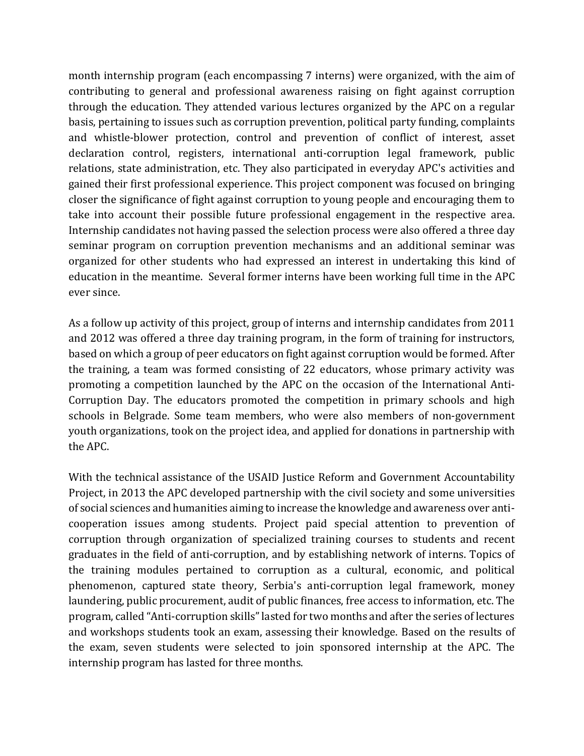month internship program (each encompassing 7 interns) were organized, with the aim of contributing to general and professional awareness raising on fight against corruption through the education. They attended various lectures organized by the APC on a regular basis, pertaining to issues such as corruption prevention, political party funding, complaints and whistle-blower protection, control and prevention of conflict of interest, asset declaration control, registers, international anti-corruption legal framework, public relations, state administration, etc. They also participated in everyday APC's activities and gained their first professional experience. This project component was focused on bringing closer the significance of fight against corruption to young people and encouraging them to take into account their possible future professional engagement in the respective area. Internship candidates not having passed the selection process were also offered a three day seminar program on corruption prevention mechanisms and an additional seminar was organized for other students who had expressed an interest in undertaking this kind of education in the meantime. Several former interns have been working full time in the APC ever since.

As a follow up activity of this project, group of interns and internship candidates from 2011 and 2012 was offered a three day training program, in the form of training for instructors, based on which a group of peer educators on fight against corruption would be formed. After the training, a team was formed consisting of 22 educators, whose primary activity was promoting a competition launched by the APC on the occasion of the International Anti-Corruption Day. The educators promoted the competition in primary schools and high schools in Belgrade. Some team members, who were also members of non-government youth organizations, took on the project idea, and applied for donations in partnership with the APC.

With the technical assistance of the USAID Justice Reform and Government Accountability Project, in 2013 the APC developed partnership with the civil society and some universities of social sciences and humanities aiming to increase the knowledge and awareness over anti-cooperation issues among students. Project paid special attention to prevention of corruption through organization of specialized training courses to students and recent graduates in the field of anti-corruption, and by establishing network of interns. Topics of the training modules pertained to corruption as a cultural, economic, and political phenomenon, captured state theory, Serbia's anti-corruption legal framework, money laundering, public procurement, audit of public finances, free access to information, etc. The program, called "Anti-corruption skills" lasted for two months and after the series of lectures and workshops students took an exam, assessing their knowledge. Based on the results of the exam, seven students were selected to join sponsored internship at the APC. The internship program has lasted for three months.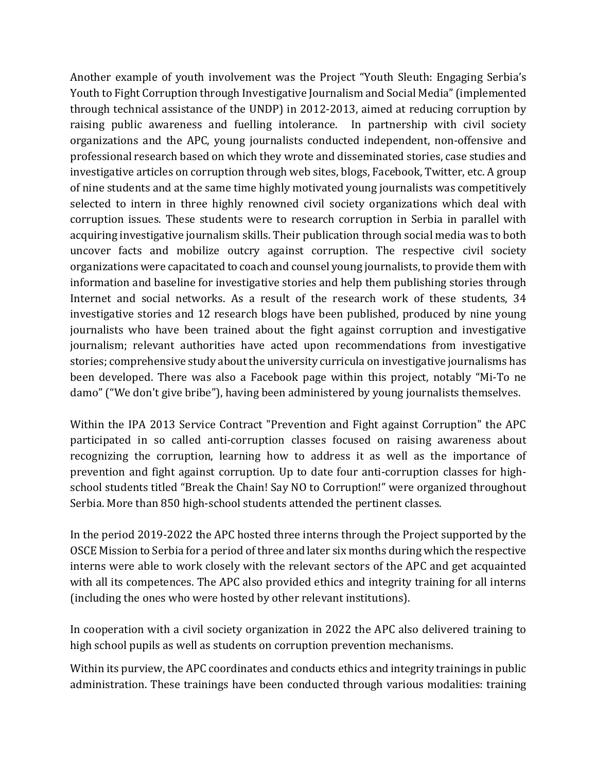Another example of youth involvement was the Project "Youth Sleuth: Engaging Serbia's Youth to Fight Corruption through Investigative Journalism and Social Media" (implemented through technical assistance of the UNDP) in 2012-2013, aimed at reducing corruption by raising public awareness and fuelling intolerance. In partnership with civil society organizations and the APC, young journalists conducted independent, non-offensive and professional research based on which they wrote and disseminated stories, case studies and investigative articles on corruption through web sites, blogs, Facebook, Twitter, etc. A group of nine students and at the same time highly motivated young journalists was competitively selected to intern in three highly renowned civil society organizations which deal with corruption issues. These students were to research corruption in Serbia in parallel with acquiring investigative journalism skills. Their publication through social media was to both uncover facts and mobilize outcry against corruption. The respective civil society organizations were capacitated to coach and counsel young journalists, to provide them with information and baseline for investigative stories and help them publishing stories through Internet and social networks. As a result of the research work of these students, 34 investigative stories and 12 research blogs have been published, produced by nine young journalists who have been trained about the fight against corruption and investigative journalism; relevant authorities have acted upon recommendations from investigative stories; comprehensive study about the university curricula on investigative journalisms has been developed. There was also a Facebook page within this project, notably "Mi-To ne damo" ("We don't give bribe"), having been administered by young journalists themselves.

Within the IPA 2013 Service Contract "Prevention and Fight against Corruption" the APC participated in so called anti-corruption classes focused on raising awareness about recognizing the corruption, learning how to address it as well as the importance of prevention and fight against corruption. Up to date four anti-corruption classes for high-school students titled "Break the Chain! Say NO to Corruption!" were organized throughout Serbia. More than 850 high-school students attended the pertinent classes.

In the period 2019-2022 the APC hosted three interns through the Project supported by the OSCE Mission to Serbia for a period of three and later six months during which the respective interns were able to work closely with the relevant sectors of the APC and get acquainted with all its competences. The APC also provided ethics and integrity training for all interns (including the ones who were hosted by other relevant institutions).

In cooperation with a civil society organization in 2022 the APC also delivered training to high school pupils as well as students on corruption prevention mechanisms.

Within its purview, the APC coordinates and conducts ethics and integrity trainings in public administration. These trainings have been conducted through various modalities: training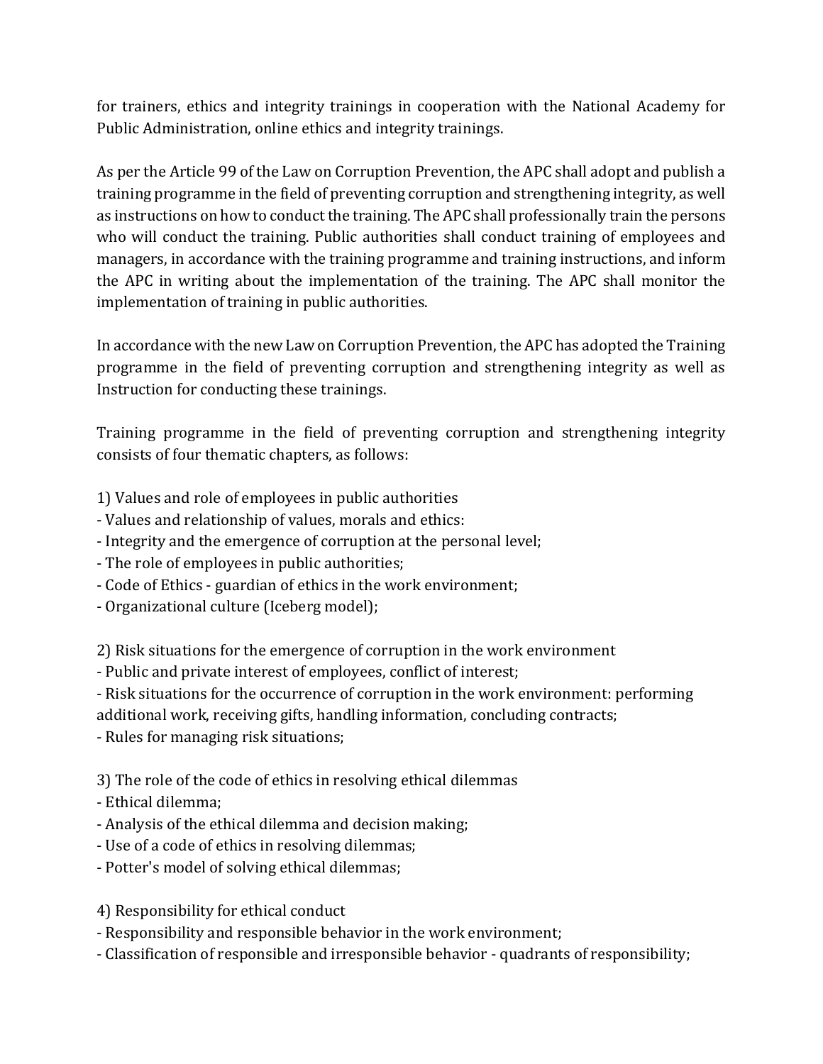for trainers, ethics and integrity trainings in cooperation with the National Academy for Public Administration, online ethics and integrity trainings.

As per the Article 99 of the Law on Corruption Prevention, the APC shall adopt and publish a training programme in the field of preventing corruption and strengthening integrity, as well as instructions on how to conduct the training. The APC shall professionally train the persons who will conduct the training. Public authorities shall conduct training of employees and managers, in accordance with the training programme and training instructions, and inform the APC in writing about the implementation of the training. The APC shall monitor the implementation of training in public authorities.

In accordance with the new Law on Corruption Prevention, the APC has adopted the Training programme in the field of preventing corruption and strengthening integrity as well as Instruction for conducting these trainings.

Training programme in the field of preventing corruption and strengthening integrity consists of four thematic chapters, as follows:

1) Values and role of employees in public authorities
- Values and relationship of values, morals and ethics:
- Integrity and the emergence of corruption at the personal level;
- The role of employees in public authorities;
- Code of Ethics - guardian of ethics in the work environment;
- Organizational culture (Iceberg model);

2) Risk situations for the emergence of corruption in the work environment
- Public and private interest of employees, conflict of interest;
- Risk situations for the occurrence of corruption in the work environment: performing additional work, receiving gifts, handling information, concluding contracts;
- Rules for managing risk situations;

3) The role of the code of ethics in resolving ethical dilemmas
- Ethical dilemma;
- Analysis of the ethical dilemma and decision making;
- Use of a code of ethics in resolving dilemmas;
- Potter's model of solving ethical dilemmas;

4) Responsibility for ethical conduct
- Responsibility and responsible behavior in the work environment;
- Classification of responsible and irresponsible behavior - quadrants of responsibility;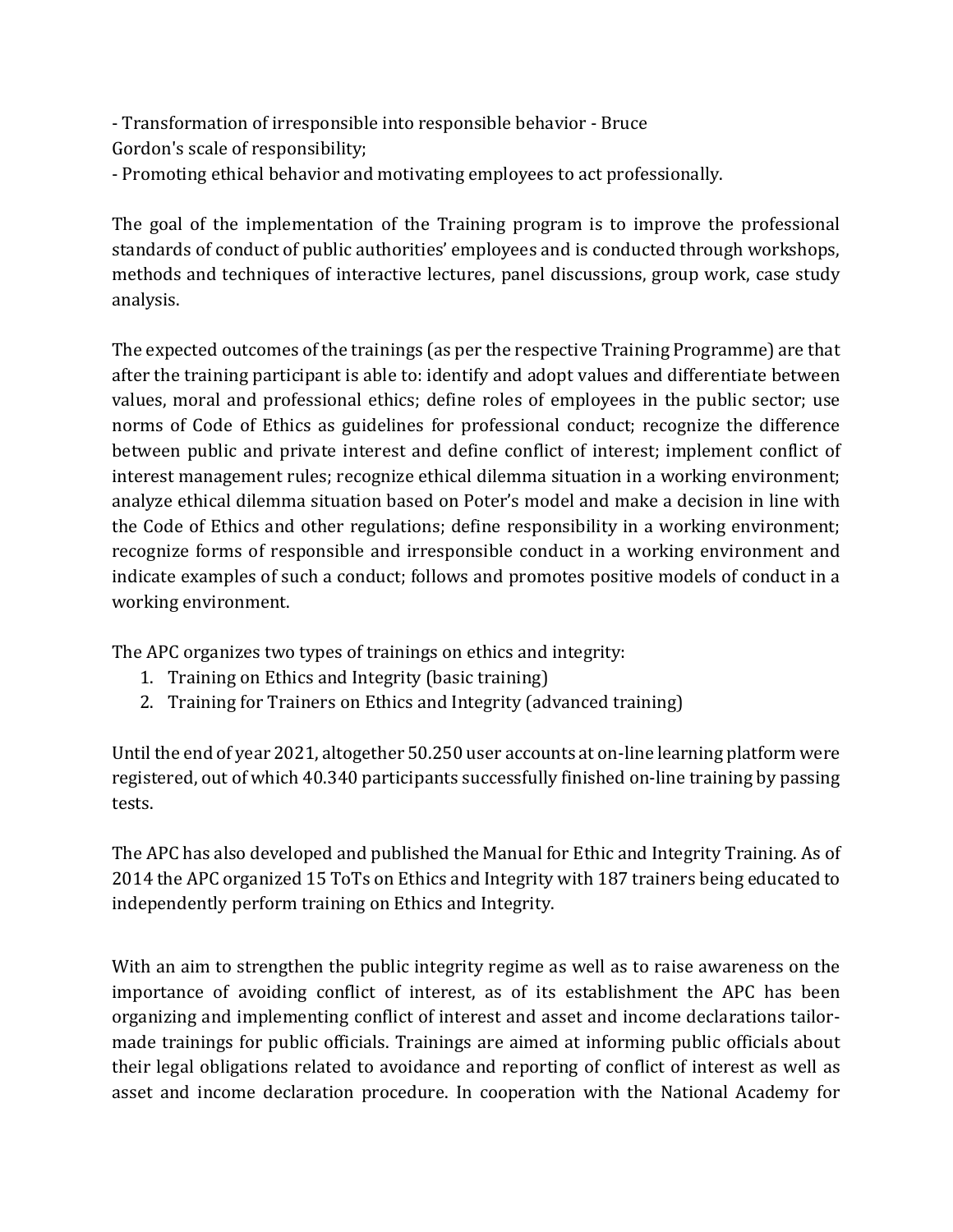- Transformation of irresponsible into responsible behavior - Bruce Gordon's scale of responsibility;
- Promoting ethical behavior and motivating employees to act professionally.

The goal of the implementation of the Training program is to improve the professional standards of conduct of public authorities' employees and is conducted through workshops, methods and techniques of interactive lectures, panel discussions, group work, case study analysis.

The expected outcomes of the trainings (as per the respective Training Programme) are that after the training participant is able to: identify and adopt values and differentiate between values, moral and professional ethics; define roles of employees in the public sector; use norms of Code of Ethics as guidelines for professional conduct; recognize the difference between public and private interest and define conflict of interest; implement conflict of interest management rules; recognize ethical dilemma situation in a working environment; analyze ethical dilemma situation based on Poter's model and make a decision in line with the Code of Ethics and other regulations; define responsibility in a working environment; recognize forms of responsible and irresponsible conduct in a working environment and indicate examples of such a conduct; follows and promotes positive models of conduct in a working environment.

The APC organizes two types of trainings on ethics and integrity:

1. Training on Ethics and Integrity (basic training)
2. Training for Trainers on Ethics and Integrity (advanced training)

Until the end of year 2021, altogether 50.250 user accounts at on-line learning platform were registered, out of which 40.340 participants successfully finished on-line training by passing tests.

The APC has also developed and published the Manual for Ethic and Integrity Training. As of 2014 the APC organized 15 ToTs on Ethics and Integrity with 187 trainers being educated to independently perform training on Ethics and Integrity.

With an aim to strengthen the public integrity regime as well as to raise awareness on the importance of avoiding conflict of interest, as of its establishment the APC has been organizing and implementing conflict of interest and asset and income declarations tailor-made trainings for public officials. Trainings are aimed at informing public officials about their legal obligations related to avoidance and reporting of conflict of interest as well as asset and income declaration procedure. In cooperation with the National Academy for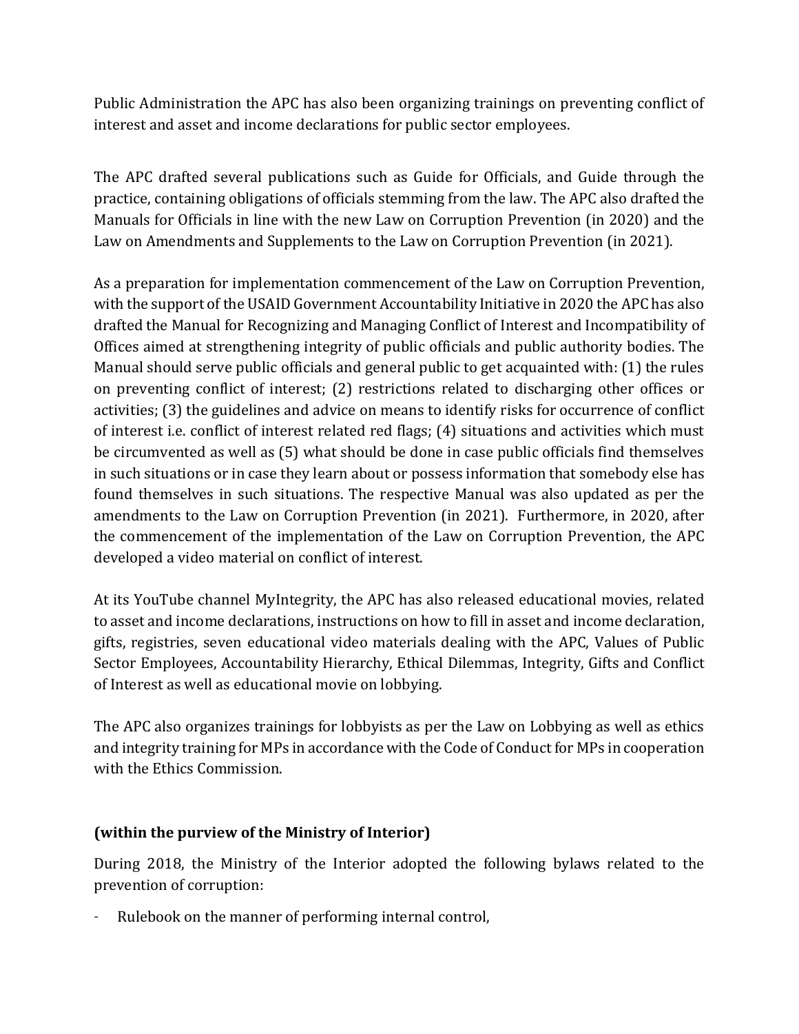Public Administration the APC has also been organizing trainings on preventing conflict of interest and asset and income declarations for public sector employees.

The APC drafted several publications such as Guide for Officials, and Guide through the practice, containing obligations of officials stemming from the law. The APC also drafted the Manuals for Officials in line with the new Law on Corruption Prevention (in 2020) and the Law on Amendments and Supplements to the Law on Corruption Prevention (in 2021).

As a preparation for implementation commencement of the Law on Corruption Prevention, with the support of the USAID Government Accountability Initiative in 2020 the APC has also drafted the Manual for Recognizing and Managing Conflict of Interest and Incompatibility of Offices aimed at strengthening integrity of public officials and public authority bodies. The Manual should serve public officials and general public to get acquainted with: (1) the rules on preventing conflict of interest; (2) restrictions related to discharging other offices or activities; (3) the guidelines and advice on means to identify risks for occurrence of conflict of interest i.e. conflict of interest related red flags; (4) situations and activities which must be circumvented as well as (5) what should be done in case public officials find themselves in such situations or in case they learn about or possess information that somebody else has found themselves in such situations. The respective Manual was also updated as per the amendments to the Law on Corruption Prevention (in 2021). Furthermore, in 2020, after the commencement of the implementation of the Law on Corruption Prevention, the APC developed a video material on conflict of interest.

At its YouTube channel MyIntegrity, the APC has also released educational movies, related to asset and income declarations, instructions on how to fill in asset and income declaration, gifts, registries, seven educational video materials dealing with the APC, Values of Public Sector Employees, Accountability Hierarchy, Ethical Dilemmas, Integrity, Gifts and Conflict of Interest as well as educational movie on lobbying.

The APC also organizes trainings for lobbyists as per the Law on Lobbying as well as ethics and integrity training for MPs in accordance with the Code of Conduct for MPs in cooperation with the Ethics Commission.

**(within the purview of the Ministry of Interior)**

During 2018, the Ministry of the Interior adopted the following bylaws related to the prevention of corruption:

- Rulebook on the manner of performing internal control,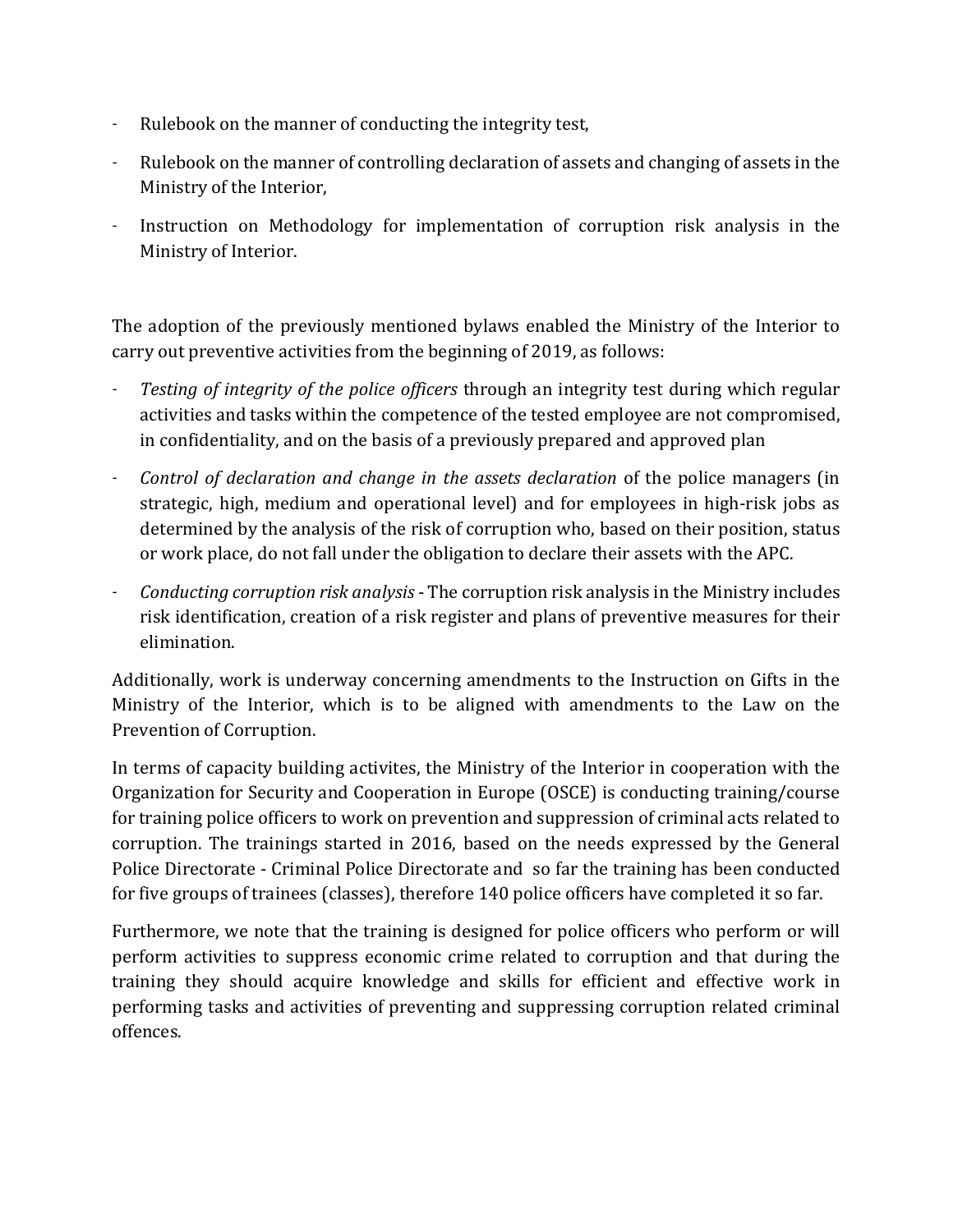- Rulebook on the manner of conducting the integrity test,
- Rulebook on the manner of controlling declaration of assets and changing of assets in the Ministry of the Interior,
- Instruction on Methodology for implementation of corruption risk analysis in the Ministry of Interior.

The adoption of the previously mentioned bylaws enabled the Ministry of the Interior to carry out preventive activities from the beginning of 2019, as follows:

- *Testing of integrity of the police officers* through an integrity test during which regular activities and tasks within the competence of the tested employee are not compromised, in confidentiality, and on the basis of a previously prepared and approved plan
- *Control of declaration and change in the assets declaration* of the police managers (in strategic, high, medium and operational level) and for employees in high-risk jobs as determined by the analysis of the risk of corruption who, based on their position, status or work place, do not fall under the obligation to declare their assets with the APC.
- *Conducting corruption risk analysis* - The corruption risk analysis in the Ministry includes risk identification, creation of a risk register and plans of preventive measures for their elimination.

Additionally, work is underway concerning amendments to the Instruction on Gifts in the Ministry of the Interior, which is to be aligned with amendments to the Law on the Prevention of Corruption.

In terms of capacity building activites, the Ministry of the Interior in cooperation with the Organization for Security and Cooperation in Europe (OSCE) is conducting training/course for training police officers to work on prevention and suppression of criminal acts related to corruption. The trainings started in 2016, based on the needs expressed by the General Police Directorate - Criminal Police Directorate and so far the training has been conducted for five groups of trainees (classes), therefore 140 police officers have completed it so far.

Furthermore, we note that the training is designed for police officers who perform or will perform activities to suppress economic crime related to corruption and that during the training they should acquire knowledge and skills for efficient and effective work in performing tasks and activities of preventing and suppressing corruption related criminal offences.